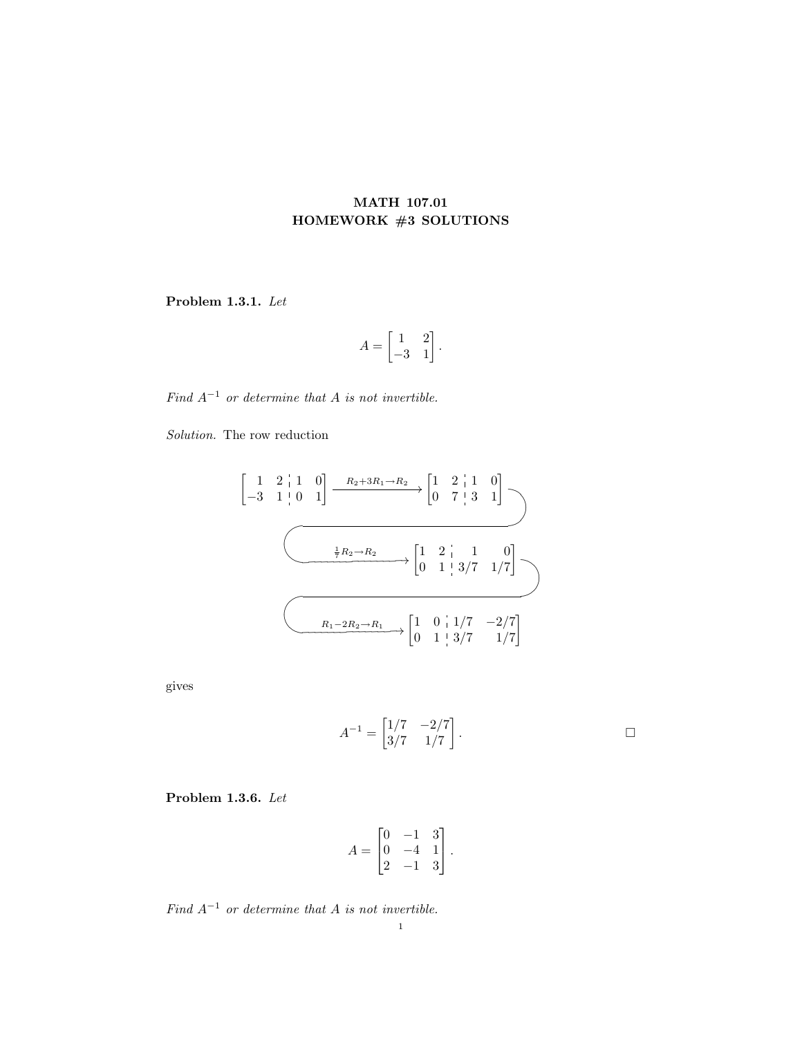# MATH 107.01
# HOMEWORK #3 SOLUTIONS

**Problem 1.3.1.** *Let*

$$A = \begin{bmatrix} 1 & 2 \\ -3 & 1 \end{bmatrix}.$$

*Find $A^{-1}$ or determine that $A$ is not invertible.*

*Solution.* The row reduction

$$\left[\begin{array}{cc|cc} 1 & 2 & 1 & 0 \\ -3 & 1 & 0 & 1 \end{array}\right] \xrightarrow{R_2 + 3R_1 \to R_2} \left[\begin{array}{cc|cc} 1 & 2 & 1 & 0 \\ 0 & 7 & 3 & 1 \end{array}\right]$$

$$\xrightarrow{\frac{1}{7}R_2 \to R_2} \left[\begin{array}{cc|cc} 1 & 2 & 1 & 0 \\ 0 & 1 & 3/7 & 1/7 \end{array}\right]$$

$$\xrightarrow{R_1 - 2R_2 \to R_1} \left[\begin{array}{cc|cc} 1 & 0 & 1/7 & -2/7 \\ 0 & 1 & 3/7 & 1/7 \end{array}\right]$$

gives

$$A^{-1} = \begin{bmatrix} 1/7 & -2/7 \\ 3/7 & 1/7 \end{bmatrix}.$$

□

**Problem 1.3.6.** *Let*

$$A = \begin{bmatrix} 0 & -1 & 3 \\ 0 & -4 & 1 \\ 2 & -1 & 3 \end{bmatrix}.$$

*Find $A^{-1}$ or determine that $A$ is not invertible.*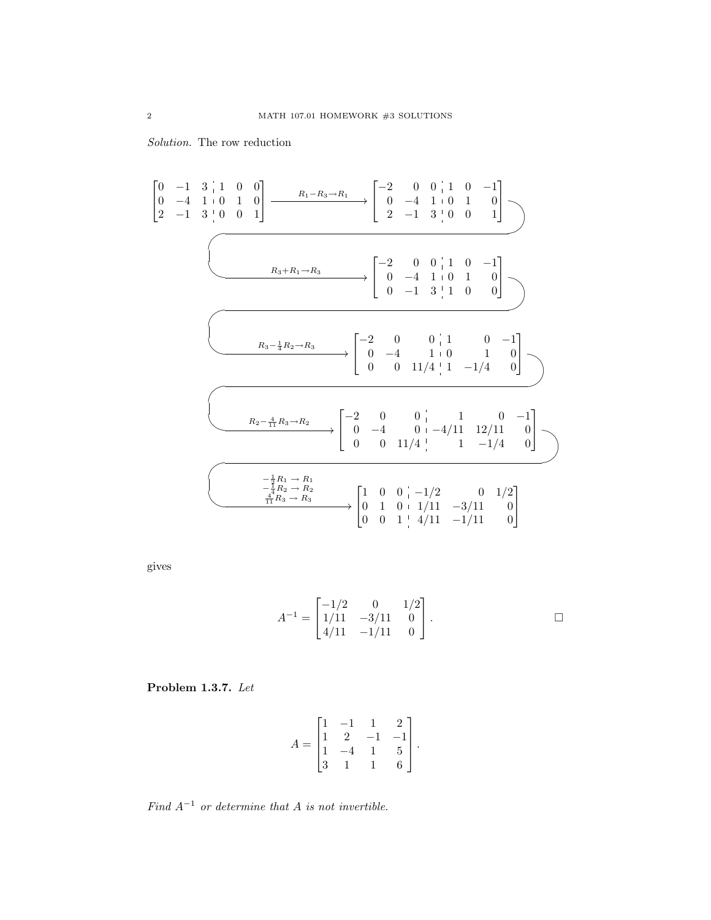*Solution.* The row reduction

$$
\left[\begin{array}{ccc|ccc} 0 & -1 & 3 & 1 & 0 & 0 \\ 0 & -4 & 1 & 0 & 1 & 0 \\ 2 & -1 & 3 & 0 & 0 & 1 \end{array}\right]
\xrightarrow{R_1 - R_3 \to R_1}
\left[\begin{array}{ccc|ccc} -2 & 0 & 0 & 1 & 0 & -1 \\ 0 & -4 & 1 & 0 & 1 & 0 \\ 2 & -1 & 3 & 0 & 0 & 1 \end{array}\right]
$$

$$
\xrightarrow{R_3 + R_1 \to R_3}
\left[\begin{array}{ccc|ccc} -2 & 0 & 0 & 1 & 0 & -1 \\ 0 & -4 & 1 & 0 & 1 & 0 \\ 0 & -1 & 3 & 1 & 0 & 0 \end{array}\right]
$$

$$
\xrightarrow{R_3 - \frac{1}{4}R_2 \to R_3}
\left[\begin{array}{ccc|ccc} -2 & 0 & 0 & 1 & 0 & -1 \\ 0 & -4 & 1 & 0 & 1 & 0 \\ 0 & 0 & 11/4 & 1 & -1/4 & 0 \end{array}\right]
$$

$$
\xrightarrow{R_2 - \frac{4}{11}R_3 \to R_2}
\left[\begin{array}{ccc|ccc} -2 & 0 & 0 & 1 & 0 & -1 \\ 0 & -4 & 0 & -4/11 & 12/11 & 0 \\ 0 & 0 & 11/4 & 1 & -1/4 & 0 \end{array}\right]
$$

$$
\xrightarrow[\frac{4}{11}R_3 \to R_3]{\substack{-\frac{1}{2}R_1 \to R_1 \\ -\frac{1}{4}R_2 \to R_2}}
\left[\begin{array}{ccc|ccc} 1 & 0 & 0 & -1/2 & 0 & 1/2 \\ 0 & 1 & 0 & 1/11 & -3/11 & 0 \\ 0 & 0 & 1 & 4/11 & -1/11 & 0 \end{array}\right]
$$

gives

$$
A^{-1} = \begin{bmatrix} -1/2 & 0 & 1/2 \\ 1/11 & -3/11 & 0 \\ 4/11 & -1/11 & 0 \end{bmatrix}. \qquad \square
$$

**Problem 1.3.7.** *Let*

$$
A = \begin{bmatrix} 1 & -1 & 1 & 2 \\ 1 & 2 & -1 & -1 \\ 1 & -4 & 1 & 5 \\ 3 & 1 & 1 & 6 \end{bmatrix}.
$$

*Find $A^{-1}$ or determine that $A$ is not invertible.*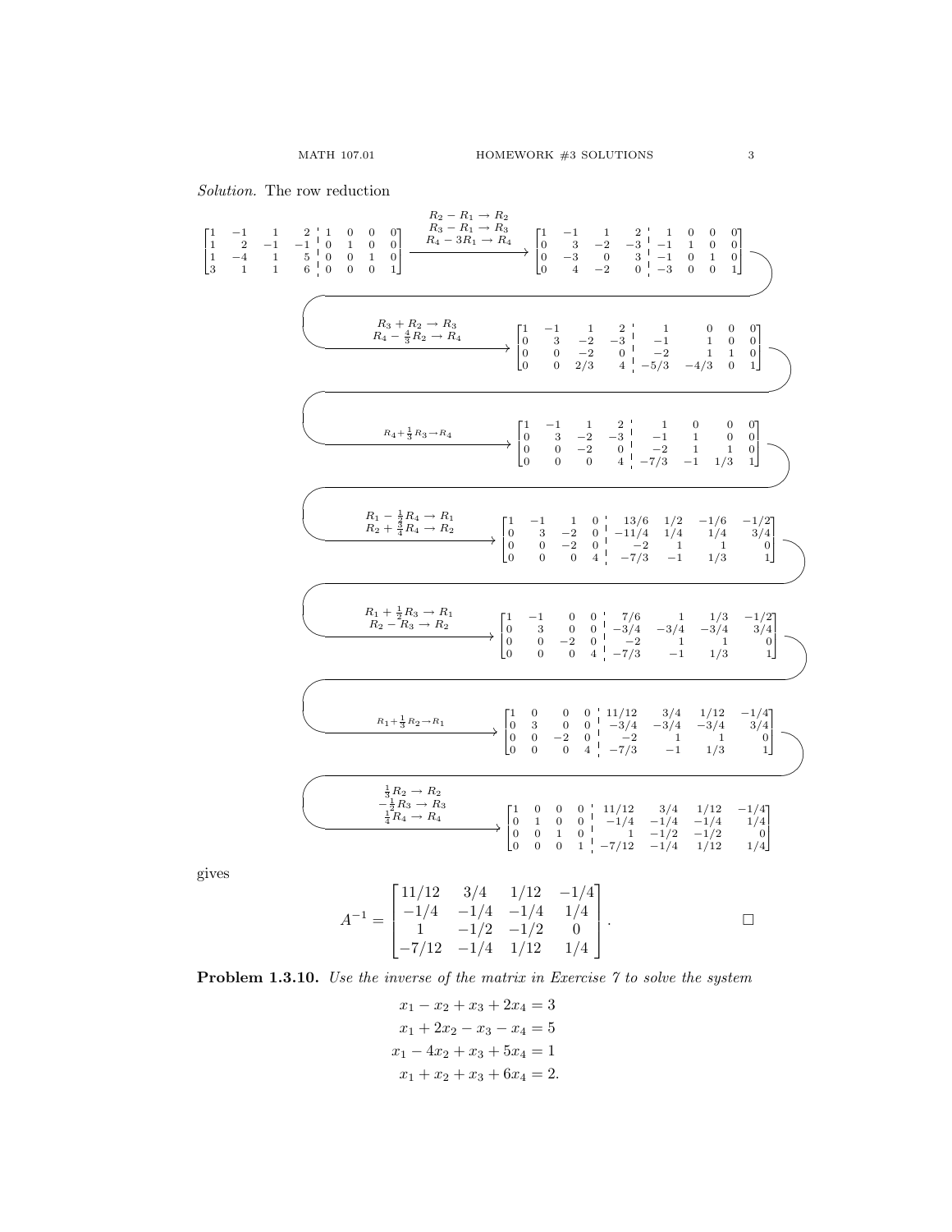*Solution.* The row reduction

$$\left[\begin{array}{rrrr|rrrr} 1 & -1 & 1 & 2 & 1 & 0 & 0 & 0 \\ 1 & 2 & -1 & -1 & 0 & 1 & 0 & 0 \\ 1 & -4 & 1 & 5 & 0 & 0 & 1 & 0 \\ 3 & 1 & 1 & 6 & 0 & 0 & 0 & 1 \end{array}\right] \xrightarrow[\substack{R_3 - R_1 \to R_3 \\ R_4 - 3R_1 \to R_4}]{R_2 - R_1 \to R_2} \left[\begin{array}{rrrr|rrrr} 1 & -1 & 1 & 2 & 1 & 0 & 0 & 0 \\ 0 & 3 & -2 & -3 & -1 & 1 & 0 & 0 \\ 0 & -3 & 0 & 3 & -1 & 0 & 1 & 0 \\ 0 & 4 & -2 & 0 & -3 & 0 & 0 & 1 \end{array}\right]$$

$$\xrightarrow[R_4 - \frac{4}{3}R_2 \to R_4]{R_3 + R_2 \to R_3} \left[\begin{array}{rrrr|rrrr} 1 & -1 & 1 & 2 & 1 & 0 & 0 & 0 \\ 0 & 3 & -2 & -3 & -1 & 1 & 0 & 0 \\ 0 & 0 & -2 & 0 & -2 & 1 & 1 & 0 \\ 0 & 0 & 2/3 & 4 & -5/3 & -4/3 & 0 & 1 \end{array}\right]$$

$$\xrightarrow{R_4 + \frac{1}{3}R_3 \to R_4} \left[\begin{array}{rrrr|rrrr} 1 & -1 & 1 & 2 & 1 & 0 & 0 & 0 \\ 0 & 3 & -2 & -3 & -1 & 1 & 0 & 0 \\ 0 & 0 & -2 & 0 & -2 & 1 & 1 & 0 \\ 0 & 0 & 0 & 4 & -7/3 & -1 & 1/3 & 1 \end{array}\right]$$

$$\xrightarrow[R_2 + \frac{3}{4}R_4 \to R_2]{R_1 - \frac{1}{2}R_4 \to R_1} \left[\begin{array}{rrrr|rrrr} 1 & -1 & 1 & 0 & 13/6 & 1/2 & -1/6 & -1/2 \\ 0 & 3 & -2 & 0 & -11/4 & 1/4 & 1/4 & 3/4 \\ 0 & 0 & -2 & 0 & -2 & 1 & 1 & 0 \\ 0 & 0 & 0 & 4 & -7/3 & -1 & 1/3 & 1 \end{array}\right]$$

$$\xrightarrow[R_2 - R_3 \to R_2]{R_1 + \frac{1}{2}R_3 \to R_1} \left[\begin{array}{rrrr|rrrr} 1 & -1 & 0 & 0 & 7/6 & 1 & 1/3 & -1/2 \\ 0 & 3 & 0 & 0 & -3/4 & -3/4 & -3/4 & 3/4 \\ 0 & 0 & -2 & 0 & -2 & 1 & 1 & 0 \\ 0 & 0 & 0 & 4 & -7/3 & -1 & 1/3 & 1 \end{array}\right]$$

$$\xrightarrow{R_1 + \frac{1}{3}R_2 \to R_1} \left[\begin{array}{rrrr|rrrr} 1 & 0 & 0 & 0 & 11/12 & 3/4 & 1/12 & -1/4 \\ 0 & 3 & 0 & 0 & -3/4 & -3/4 & -3/4 & 3/4 \\ 0 & 0 & -2 & 0 & -2 & 1 & 1 & 0 \\ 0 & 0 & 0 & 4 & -7/3 & -1 & 1/3 & 1 \end{array}\right]$$

$$\xrightarrow[\substack{-\frac{1}{2}R_3 \to R_3 \\ \frac{1}{4}R_4 \to R_4}]{\frac{1}{3}R_2 \to R_2} \left[\begin{array}{rrrr|rrrr} 1 & 0 & 0 & 0 & 11/12 & 3/4 & 1/12 & -1/4 \\ 0 & 1 & 0 & 0 & -1/4 & -1/4 & -1/4 & 1/4 \\ 0 & 0 & 1 & 0 & 1 & -1/2 & -1/2 & 0 \\ 0 & 0 & 0 & 1 & -7/12 & -1/4 & 1/12 & 1/4 \end{array}\right]$$

gives

$$A^{-1} = \begin{bmatrix} 11/12 & 3/4 & 1/12 & -1/4 \\ -1/4 & -1/4 & -1/4 & 1/4 \\ 1 & -1/2 & -1/2 & 0 \\ -7/12 & -1/4 & 1/12 & 1/4 \end{bmatrix}. \qquad \square$$

**Problem 1.3.10.** *Use the inverse of the matrix in Exercise 7 to solve the system*

$$\begin{aligned} x_1 - x_2 + x_3 + 2x_4 &= 3 \\ x_1 + 2x_2 - x_3 - x_4 &= 5 \\ x_1 - 4x_2 + x_3 + 5x_4 &= 1 \\ x_1 + x_2 + x_3 + 6x_4 &= 2. \end{aligned}$$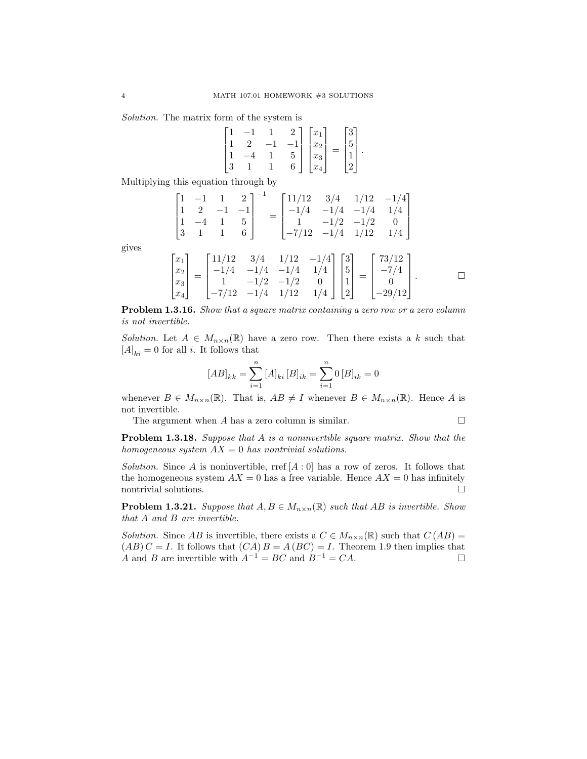*Solution.* The matrix form of the system is

$$\begin{bmatrix} 1 & -1 & 1 & 2 \\ 1 & 2 & -1 & -1 \\ 1 & -4 & 1 & 5 \\ 3 & 1 & 1 & 6 \end{bmatrix} \begin{bmatrix} x_1 \\ x_2 \\ x_3 \\ x_4 \end{bmatrix} = \begin{bmatrix} 3 \\ 5 \\ 1 \\ 2 \end{bmatrix}.$$

Multiplying this equation through by

$$\begin{bmatrix} 1 & -1 & 1 & 2 \\ 1 & 2 & -1 & -1 \\ 1 & -4 & 1 & 5 \\ 3 & 1 & 1 & 6 \end{bmatrix}^{-1} = \begin{bmatrix} 11/12 & 3/4 & 1/12 & -1/4 \\ -1/4 & -1/4 & -1/4 & 1/4 \\ 1 & -1/2 & -1/2 & 0 \\ -7/12 & -1/4 & 1/12 & 1/4 \end{bmatrix}$$

gives

$$\begin{bmatrix} x_1 \\ x_2 \\ x_3 \\ x_4 \end{bmatrix} = \begin{bmatrix} 11/12 & 3/4 & 1/12 & -1/4 \\ -1/4 & -1/4 & -1/4 & 1/4 \\ 1 & -1/2 & -1/2 & 0 \\ -7/12 & -1/4 & 1/12 & 1/4 \end{bmatrix} \begin{bmatrix} 3 \\ 5 \\ 1 \\ 2 \end{bmatrix} = \begin{bmatrix} 73/12 \\ -7/4 \\ 0 \\ -29/12 \end{bmatrix}.$$

□

**Problem 1.3.16.** *Show that a square matrix containing a zero row or a zero column is not invertible.*

*Solution.* Let $A \in M_{n\times n}(\mathbb{R})$ have a zero row. Then there exists a $k$ such that $[A]_{ki} = 0$ for all $i$. It follows that

$$[AB]_{kk} = \sum_{i=1}^{n} [A]_{ki} [B]_{ik} = \sum_{i=1}^{n} 0 \, [B]_{ik} = 0$$

whenever $B \in M_{n\times n}(\mathbb{R})$. That is, $AB \neq I$ whenever $B \in M_{n\times n}(\mathbb{R})$. Hence $A$ is not invertible.

The argument when $A$ has a zero column is similar. □

**Problem 1.3.18.** *Suppose that $A$ is a noninvertible square matrix. Show that the homogeneous system $AX = 0$ has nontrivial solutions.*

*Solution.* Since $A$ is noninvertible, rref $[A : 0]$ has a row of zeros. It follows that the homogeneous system $AX = 0$ has a free variable. Hence $AX = 0$ has infinitely nontrivial solutions. □

**Problem 1.3.21.** *Suppose that $A, B \in M_{n\times n}(\mathbb{R})$ such that $AB$ is invertible. Show that $A$ and $B$ are invertible.*

*Solution.* Since $AB$ is invertible, there exists a $C \in M_{n\times n}(\mathbb{R})$ such that $C(AB) = (AB)C = I$. It follows that $(CA)B = A(BC) = I$. Theorem 1.9 then implies that $A$ and $B$ are invertible with $A^{-1} = BC$ and $B^{-1} = CA$. □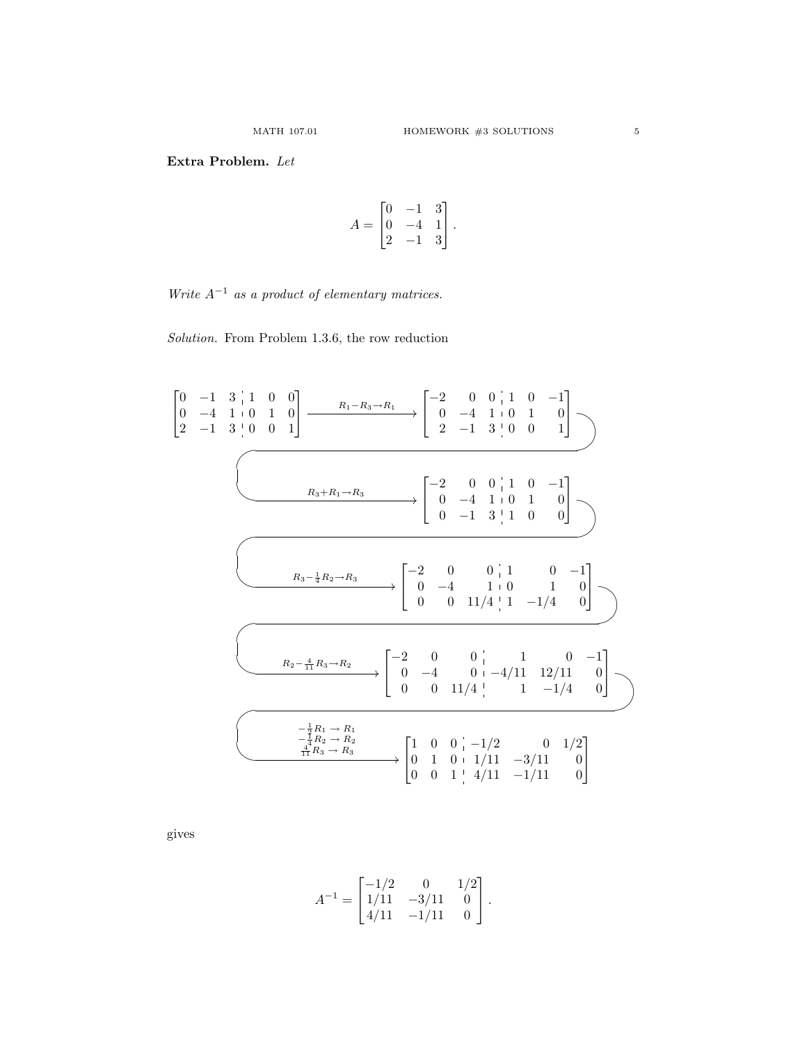**Extra Problem.** *Let*

$$A = \begin{bmatrix} 0 & -1 & 3 \\ 0 & -4 & 1 \\ 2 & -1 & 3 \end{bmatrix}.$$

*Write $A^{-1}$ as a product of elementary matrices.*

*Solution.* From Problem 1.3.6, the row reduction

$$\left[\begin{array}{ccc|ccc} 0 & -1 & 3 & 1 & 0 & 0 \\ 0 & -4 & 1 & 0 & 1 & 0 \\ 2 & -1 & 3 & 0 & 0 & 1 \end{array}\right] \xrightarrow{R_1 - R_3 \to R_1} \left[\begin{array}{ccc|ccc} -2 & 0 & 0 & 1 & 0 & -1 \\ 0 & -4 & 1 & 0 & 1 & 0 \\ 2 & -1 & 3 & 0 & 0 & 1 \end{array}\right]$$

$$\xrightarrow{R_3 + R_1 \to R_3} \left[\begin{array}{ccc|ccc} -2 & 0 & 0 & 1 & 0 & -1 \\ 0 & -4 & 1 & 0 & 1 & 0 \\ 0 & -1 & 3 & 1 & 0 & 0 \end{array}\right]$$

$$\xrightarrow{R_3 - \frac{1}{4}R_2 \to R_3} \left[\begin{array}{ccc|ccc} -2 & 0 & 0 & 1 & 0 & -1 \\ 0 & -4 & 1 & 0 & 1 & 0 \\ 0 & 0 & 11/4 & 1 & -1/4 & 0 \end{array}\right]$$

$$\xrightarrow{R_2 - \frac{4}{11}R_3 \to R_2} \left[\begin{array}{ccc|ccc} -2 & 0 & 0 & 1 & 0 & -1 \\ 0 & -4 & 0 & -4/11 & 12/11 & 0 \\ 0 & 0 & 11/4 & 1 & -1/4 & 0 \end{array}\right]$$

$$\xrightarrow[\frac{4}{11}R_3 \to R_3]{-\frac{1}{2}R_1 \to R_1,\ -\frac{1}{4}R_2 \to R_2} \left[\begin{array}{ccc|ccc} 1 & 0 & 0 & -1/2 & 0 & 1/2 \\ 0 & 1 & 0 & 1/11 & -3/11 & 0 \\ 0 & 0 & 1 & 4/11 & -1/11 & 0 \end{array}\right]$$

gives

$$A^{-1} = \begin{bmatrix} -1/2 & 0 & 1/2 \\ 1/11 & -3/11 & 0 \\ 4/11 & -1/11 & 0 \end{bmatrix}.$$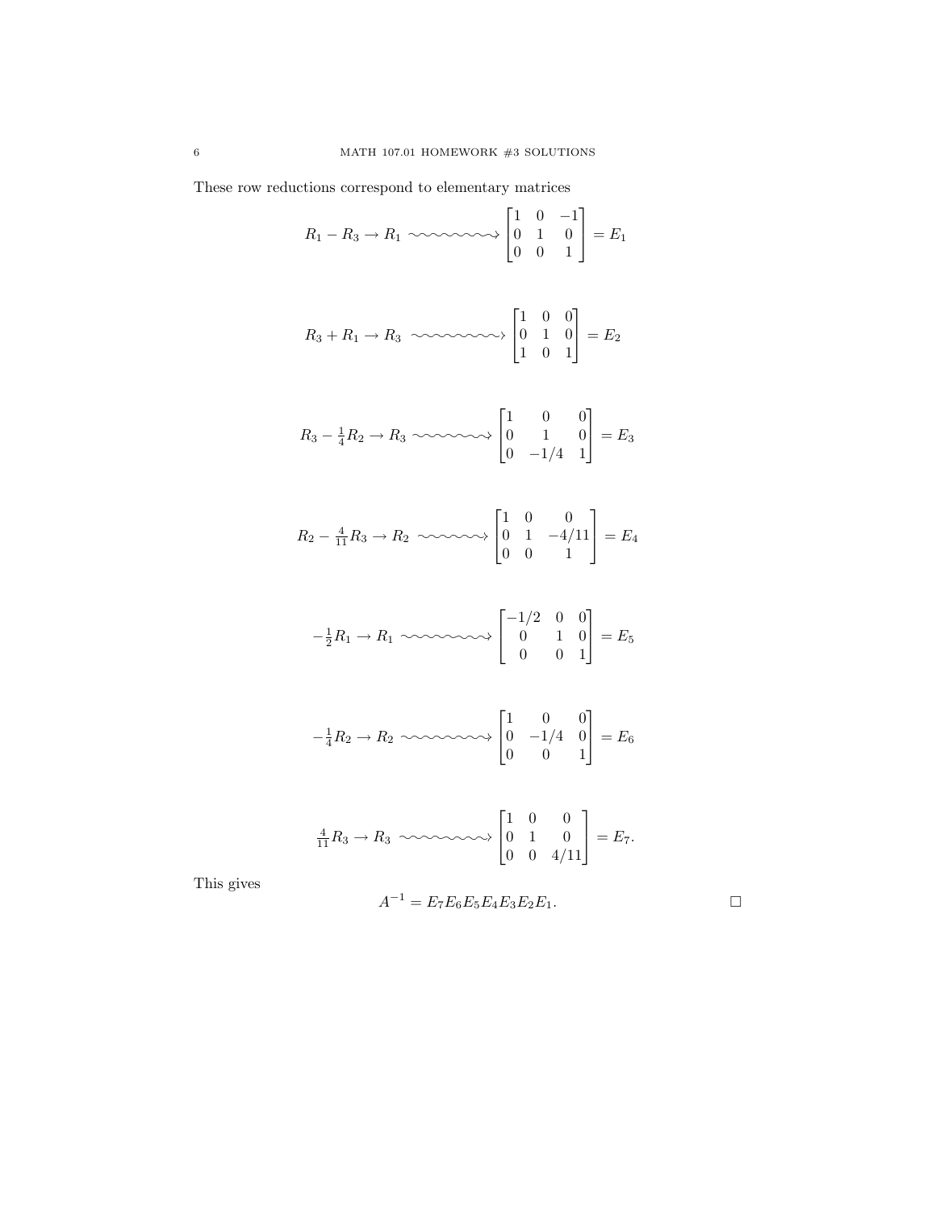These row reductions correspond to elementary matrices

$$R_1 - R_3 \to R_1 \rightsquigarrow \begin{bmatrix} 1 & 0 & -1 \\ 0 & 1 & 0 \\ 0 & 0 & 1 \end{bmatrix} = E_1$$

$$R_3 + R_1 \to R_3 \rightsquigarrow \begin{bmatrix} 1 & 0 & 0 \\ 0 & 1 & 0 \\ 1 & 0 & 1 \end{bmatrix} = E_2$$

$$R_3 - \tfrac{1}{4}R_2 \to R_3 \rightsquigarrow \begin{bmatrix} 1 & 0 & 0 \\ 0 & 1 & 0 \\ 0 & -1/4 & 1 \end{bmatrix} = E_3$$

$$R_2 - \tfrac{4}{11}R_3 \to R_2 \rightsquigarrow \begin{bmatrix} 1 & 0 & 0 \\ 0 & 1 & -4/11 \\ 0 & 0 & 1 \end{bmatrix} = E_4$$

$$-\tfrac{1}{2}R_1 \to R_1 \rightsquigarrow \begin{bmatrix} -1/2 & 0 & 0 \\ 0 & 1 & 0 \\ 0 & 0 & 1 \end{bmatrix} = E_5$$

$$-\tfrac{1}{4}R_2 \to R_2 \rightsquigarrow \begin{bmatrix} 1 & 0 & 0 \\ 0 & -1/4 & 0 \\ 0 & 0 & 1 \end{bmatrix} = E_6$$

$$\tfrac{4}{11}R_3 \to R_3 \rightsquigarrow \begin{bmatrix} 1 & 0 & 0 \\ 0 & 1 & 0 \\ 0 & 0 & 4/11 \end{bmatrix} = E_7.$$

This gives

$$A^{-1} = E_7 E_6 E_5 E_4 E_3 E_2 E_1. \qquad \square$$